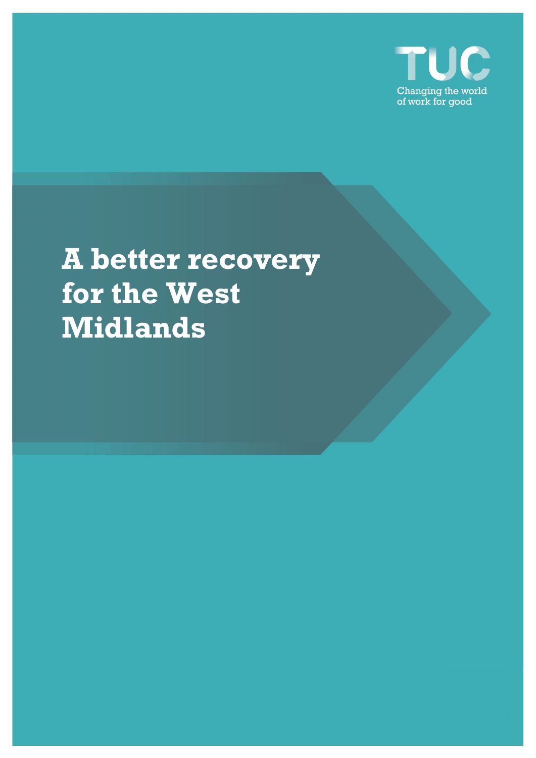TUC

Changing the world of work for good

# A better recovery for the West Midlands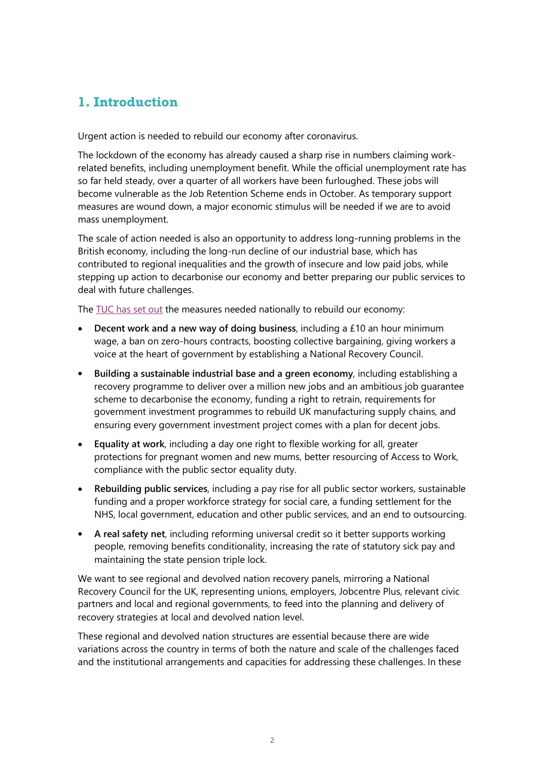# 1. Introduction

Urgent action is needed to rebuild our economy after coronavirus.

The lockdown of the economy has already caused a sharp rise in numbers claiming work-related benefits, including unemployment benefit. While the official unemployment rate has so far held steady, over a quarter of all workers have been furloughed. These jobs will become vulnerable as the Job Retention Scheme ends in October. As temporary support measures are wound down, a major economic stimulus will be needed if we are to avoid mass unemployment.

The scale of action needed is also an opportunity to address long-running problems in the British economy, including the long-run decline of our industrial base, which has contributed to regional inequalities and the growth of insecure and low paid jobs, while stepping up action to decarbonise our economy and better preparing our public services to deal with future challenges.

The TUC has set out the measures needed nationally to rebuild our economy:

- **Decent work and a new way of doing business**, including a £10 an hour minimum wage, a ban on zero-hours contracts, boosting collective bargaining, giving workers a voice at the heart of government by establishing a National Recovery Council.
- **Building a sustainable industrial base and a green economy**, including establishing a recovery programme to deliver over a million new jobs and an ambitious job guarantee scheme to decarbonise the economy, funding a right to retrain, requirements for government investment programmes to rebuild UK manufacturing supply chains, and ensuring every government investment project comes with a plan for decent jobs.
- **Equality at work**, including a day one right to flexible working for all, greater protections for pregnant women and new mums, better resourcing of Access to Work, compliance with the public sector equality duty.
- **Rebuilding public services**, including a pay rise for all public sector workers, sustainable funding and a proper workforce strategy for social care, a funding settlement for the NHS, local government, education and other public services, and an end to outsourcing.
- **A real safety net**, including reforming universal credit so it better supports working people, removing benefits conditionality, increasing the rate of statutory sick pay and maintaining the state pension triple lock.

We want to see regional and devolved nation recovery panels, mirroring a National Recovery Council for the UK, representing unions, employers, Jobcentre Plus, relevant civic partners and local and regional governments, to feed into the planning and delivery of recovery strategies at local and devolved nation level.

These regional and devolved nation structures are essential because there are wide variations across the country in terms of both the nature and scale of the challenges faced and the institutional arrangements and capacities for addressing these challenges. In these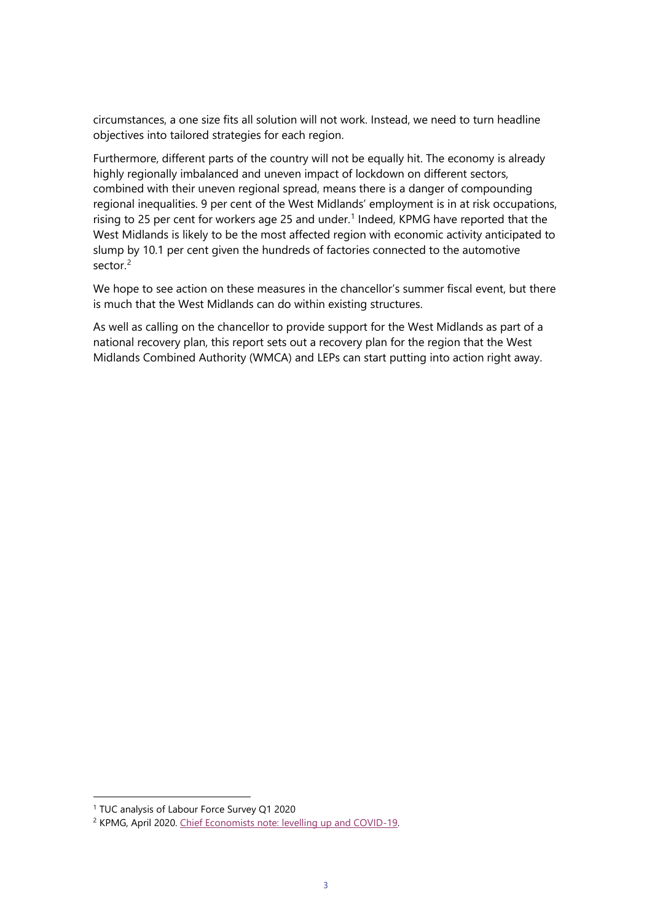circumstances, a one size fits all solution will not work. Instead, we need to turn headline objectives into tailored strategies for each region.

Furthermore, different parts of the country will not be equally hit. The economy is already highly regionally imbalanced and uneven impact of lockdown on different sectors, combined with their uneven regional spread, means there is a danger of compounding regional inequalities. 9 per cent of the West Midlands' employment is in at risk occupations, rising to 25 per cent for workers age 25 and under.[1] Indeed, KPMG have reported that the West Midlands is likely to be the most affected region with economic activity anticipated to slump by 10.1 per cent given the hundreds of factories connected to the automotive sector.[2]

We hope to see action on these measures in the chancellor's summer fiscal event, but there is much that the West Midlands can do within existing structures.

As well as calling on the chancellor to provide support for the West Midlands as part of a national recovery plan, this report sets out a recovery plan for the region that the West Midlands Combined Authority (WMCA) and LEPs can start putting into action right away.

---

[1] TUC analysis of Labour Force Survey Q1 2020

[2] KPMG, April 2020. Chief Economists note: levelling up and COVID-19.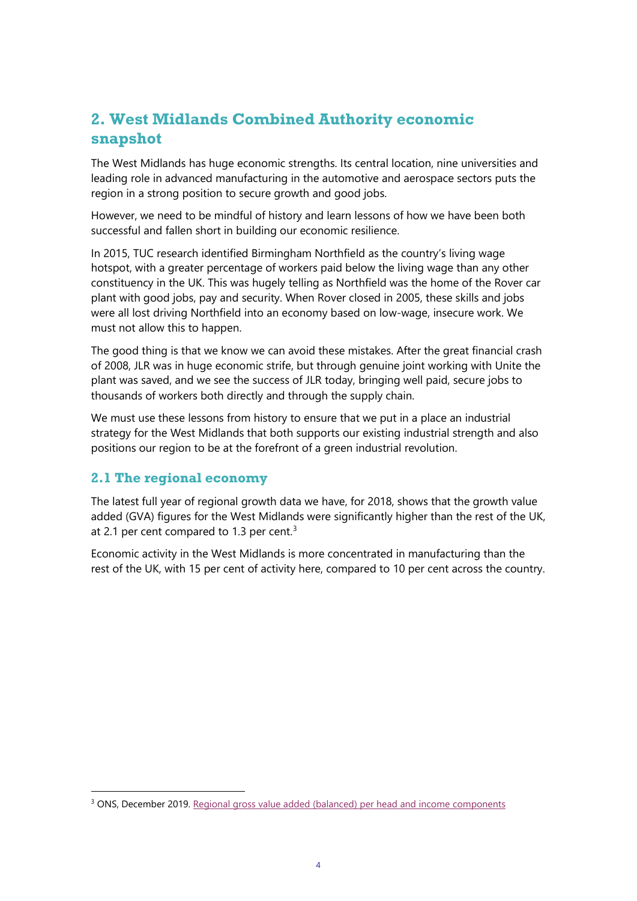## 2. West Midlands Combined Authority economic snapshot

The West Midlands has huge economic strengths. Its central location, nine universities and leading role in advanced manufacturing in the automotive and aerospace sectors puts the region in a strong position to secure growth and good jobs.

However, we need to be mindful of history and learn lessons of how we have been both successful and fallen short in building our economic resilience.

In 2015, TUC research identified Birmingham Northfield as the country's living wage hotspot, with a greater percentage of workers paid below the living wage than any other constituency in the UK. This was hugely telling as Northfield was the home of the Rover car plant with good jobs, pay and security. When Rover closed in 2005, these skills and jobs were all lost driving Northfield into an economy based on low-wage, insecure work. We must not allow this to happen.

The good thing is that we know we can avoid these mistakes. After the great financial crash of 2008, JLR was in huge economic strife, but through genuine joint working with Unite the plant was saved, and we see the success of JLR today, bringing well paid, secure jobs to thousands of workers both directly and through the supply chain.

We must use these lessons from history to ensure that we put in a place an industrial strategy for the West Midlands that both supports our existing industrial strength and also positions our region to be at the forefront of a green industrial revolution.

### 2.1 The regional economy

The latest full year of regional growth data we have, for 2018, shows that the growth value added (GVA) figures for the West Midlands were significantly higher than the rest of the UK, at 2.1 per cent compared to 1.3 per cent.[3]

Economic activity in the West Midlands is more concentrated in manufacturing than the rest of the UK, with 15 per cent of activity here, compared to 10 per cent across the country.

---

[3] ONS, December 2019. Regional gross value added (balanced) per head and income components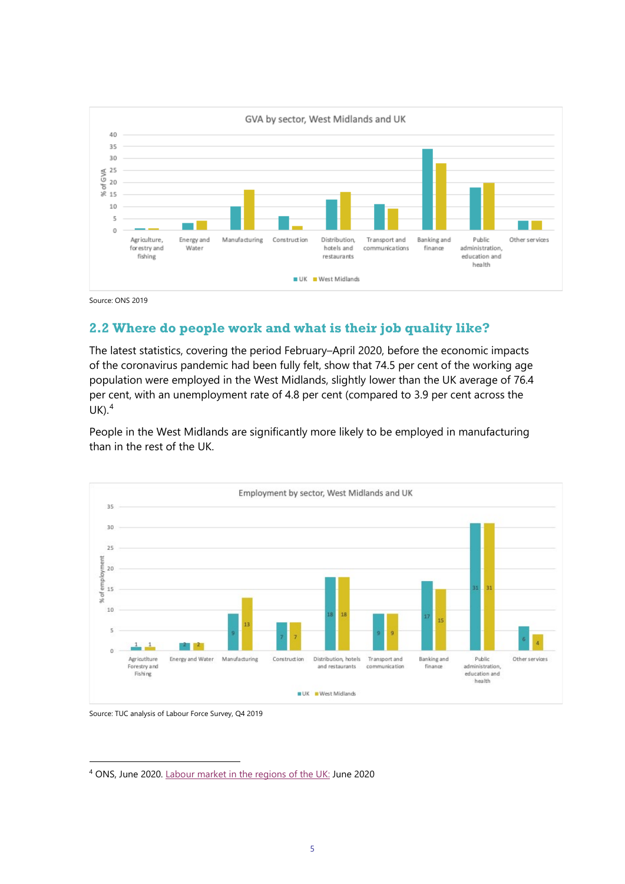GVA by sector, West Midlands and UK

Source: ONS 2019

## 2.2 Where do people work and what is their job quality like?

The latest statistics, covering the period February–April 2020, before the economic impacts of the coronavirus pandemic had been fully felt, show that 74.5 per cent of the working age population were employed in the West Midlands, slightly lower than the UK average of 76.4 per cent, with an unemployment rate of 4.8 per cent (compared to 3.9 per cent across the UK).[4]

People in the West Midlands are significantly more likely to be employed in manufacturing than in the rest of the UK.

Employment by sector, West Midlands and UK

| Sector | UK | West Midlands |
|---|---|---|
| Agriculture Forestry and Fishing | 1 | 1 |
| Energy and Water | 2 | 2 |
| Manufacturing | 9 | 13 |
| Construction | 7 | 7 |
| Distribution, hotels and restaurants | 18 | 18 |
| Transport and communication | 9 | 9 |
| Banking and finance | 17 | 15 |
| Public administration, education and health | 31 | 31 |
| Other services | 6 | 4 |

Source: TUC analysis of Labour Force Survey, Q4 2019

---

[4] ONS, June 2020. Labour market in the regions of the UK: June 2020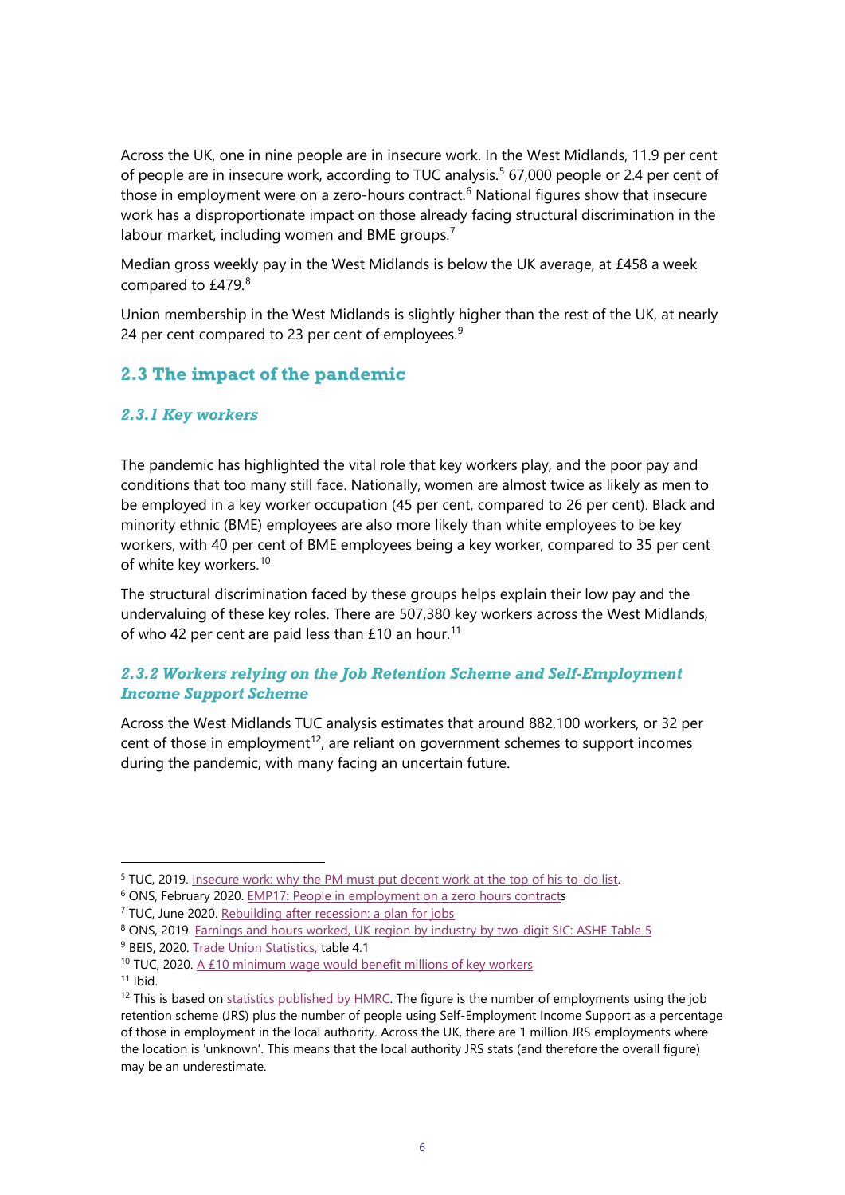Across the UK, one in nine people are in insecure work. In the West Midlands, 11.9 per cent of people are in insecure work, according to TUC analysis.[5] 67,000 people or 2.4 per cent of those in employment were on a zero-hours contract.[6] National figures show that insecure work has a disproportionate impact on those already facing structural discrimination in the labour market, including women and BME groups.[7]

Median gross weekly pay in the West Midlands is below the UK average, at £458 a week compared to £479.[8]

Union membership in the West Midlands is slightly higher than the rest of the UK, at nearly 24 per cent compared to 23 per cent of employees.[9]

## 2.3 The impact of the pandemic

### *2.3.1 Key workers*

The pandemic has highlighted the vital role that key workers play, and the poor pay and conditions that too many still face. Nationally, women are almost twice as likely as men to be employed in a key worker occupation (45 per cent, compared to 26 per cent). Black and minority ethnic (BME) employees are also more likely than white employees to be key workers, with 40 per cent of BME employees being a key worker, compared to 35 per cent of white key workers.[10]

The structural discrimination faced by these groups helps explain their low pay and the undervaluing of these key roles. There are 507,380 key workers across the West Midlands, of who 42 per cent are paid less than £10 an hour.[11]

### *2.3.2 Workers relying on the Job Retention Scheme and Self-Employment Income Support Scheme*

Across the West Midlands TUC analysis estimates that around 882,100 workers, or 32 per cent of those in employment[12], are reliant on government schemes to support incomes during the pandemic, with many facing an uncertain future.

---

[5] TUC, 2019. Insecure work: why the PM must put decent work at the top of his to-do list.

[6] ONS, February 2020. EMP17: People in employment on a zero hours contracts

[7] TUC, June 2020. Rebuilding after recession: a plan for jobs

[8] ONS, 2019. Earnings and hours worked, UK region by industry by two-digit SIC: ASHE Table 5

[9] BEIS, 2020. Trade Union Statistics, table 4.1

[10] TUC, 2020. A £10 minimum wage would benefit millions of key workers

[11] Ibid.

[12] This is based on statistics published by HMRC. The figure is the number of employments using the job retention scheme (JRS) plus the number of people using Self-Employment Income Support as a percentage of those in employment in the local authority. Across the UK, there are 1 million JRS employments where the location is 'unknown'. This means that the local authority JRS stats (and therefore the overall figure) may be an underestimate.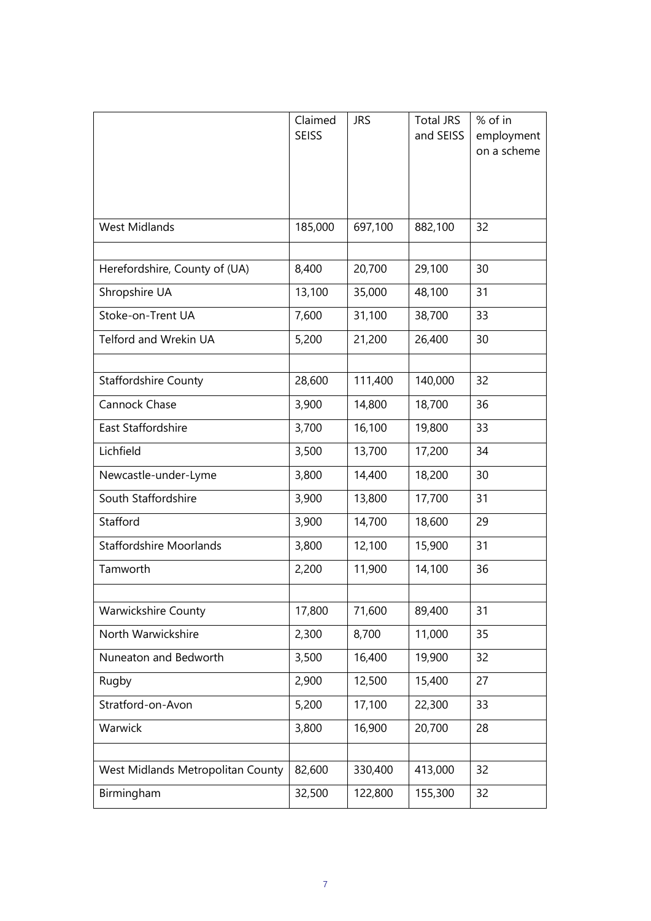| | Claimed SEISS | JRS | Total JRS and SEISS | % of in employment on a scheme |
|---|---|---|---|---|
| West Midlands | 185,000 | 697,100 | 882,100 | 32 |
| | | | | |
| Herefordshire, County of (UA) | 8,400 | 20,700 | 29,100 | 30 |
| Shropshire UA | 13,100 | 35,000 | 48,100 | 31 |
| Stoke-on-Trent UA | 7,600 | 31,100 | 38,700 | 33 |
| Telford and Wrekin UA | 5,200 | 21,200 | 26,400 | 30 |
| | | | | |
| Staffordshire County | 28,600 | 111,400 | 140,000 | 32 |
| Cannock Chase | 3,900 | 14,800 | 18,700 | 36 |
| East Staffordshire | 3,700 | 16,100 | 19,800 | 33 |
| Lichfield | 3,500 | 13,700 | 17,200 | 34 |
| Newcastle-under-Lyme | 3,800 | 14,400 | 18,200 | 30 |
| South Staffordshire | 3,900 | 13,800 | 17,700 | 31 |
| Stafford | 3,900 | 14,700 | 18,600 | 29 |
| Staffordshire Moorlands | 3,800 | 12,100 | 15,900 | 31 |
| Tamworth | 2,200 | 11,900 | 14,100 | 36 |
| | | | | |
| Warwickshire County | 17,800 | 71,600 | 89,400 | 31 |
| North Warwickshire | 2,300 | 8,700 | 11,000 | 35 |
| Nuneaton and Bedworth | 3,500 | 16,400 | 19,900 | 32 |
| Rugby | 2,900 | 12,500 | 15,400 | 27 |
| Stratford-on-Avon | 5,200 | 17,100 | 22,300 | 33 |
| Warwick | 3,800 | 16,900 | 20,700 | 28 |
| | | | | |
| West Midlands Metropolitan County | 82,600 | 330,400 | 413,000 | 32 |
| Birmingham | 32,500 | 122,800 | 155,300 | 32 |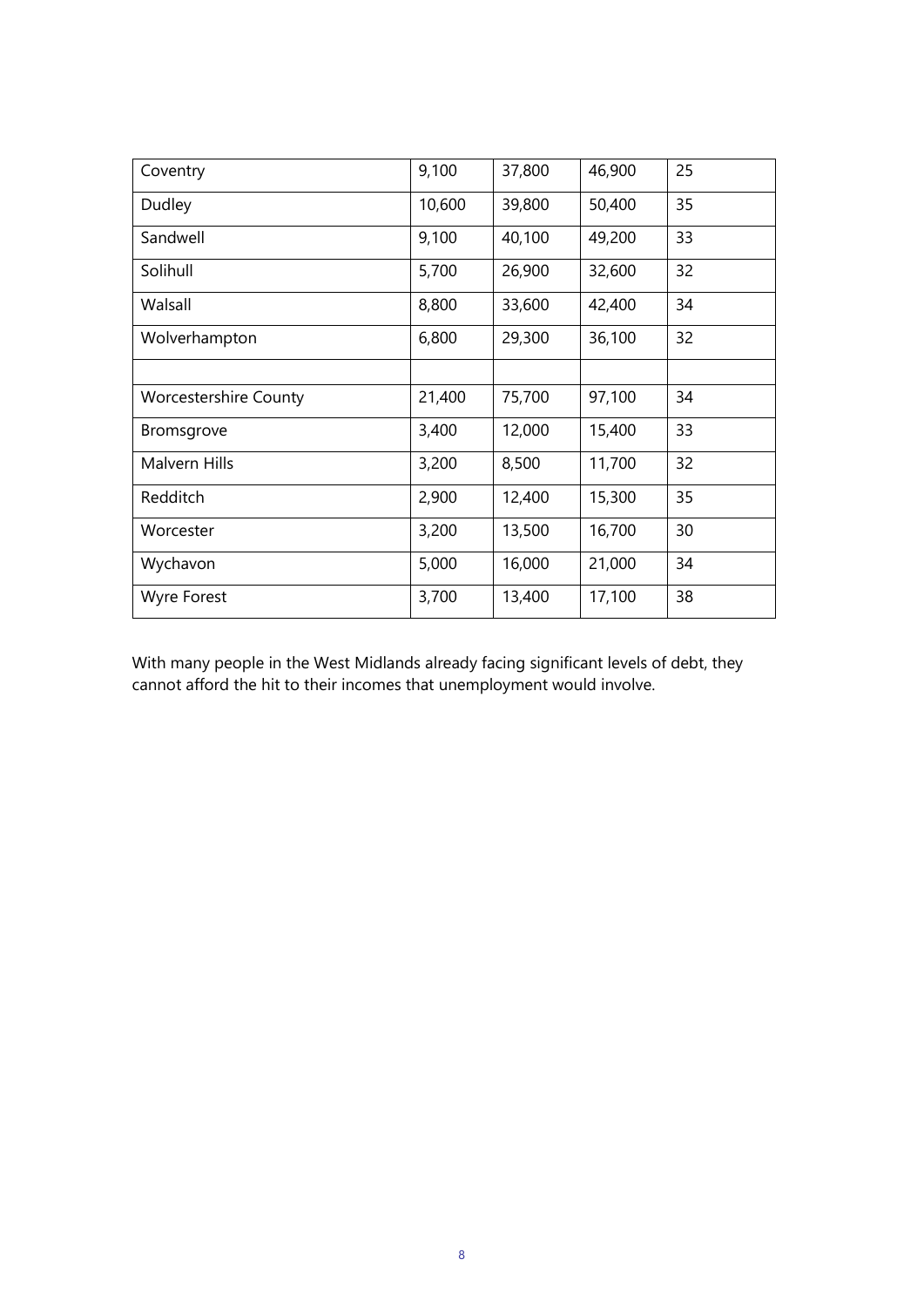| | | | | |
|---|---|---|---|---|
| Coventry | 9,100 | 37,800 | 46,900 | 25 |
| Dudley | 10,600 | 39,800 | 50,400 | 35 |
| Sandwell | 9,100 | 40,100 | 49,200 | 33 |
| Solihull | 5,700 | 26,900 | 32,600 | 32 |
| Walsall | 8,800 | 33,600 | 42,400 | 34 |
| Wolverhampton | 6,800 | 29,300 | 36,100 | 32 |
| | | | | |
| Worcestershire County | 21,400 | 75,700 | 97,100 | 34 |
| Bromsgrove | 3,400 | 12,000 | 15,400 | 33 |
| Malvern Hills | 3,200 | 8,500 | 11,700 | 32 |
| Redditch | 2,900 | 12,400 | 15,300 | 35 |
| Worcester | 3,200 | 13,500 | 16,700 | 30 |
| Wychavon | 5,000 | 16,000 | 21,000 | 34 |
| Wyre Forest | 3,700 | 13,400 | 17,100 | 38 |

With many people in the West Midlands already facing significant levels of debt, they cannot afford the hit to their incomes that unemployment would involve.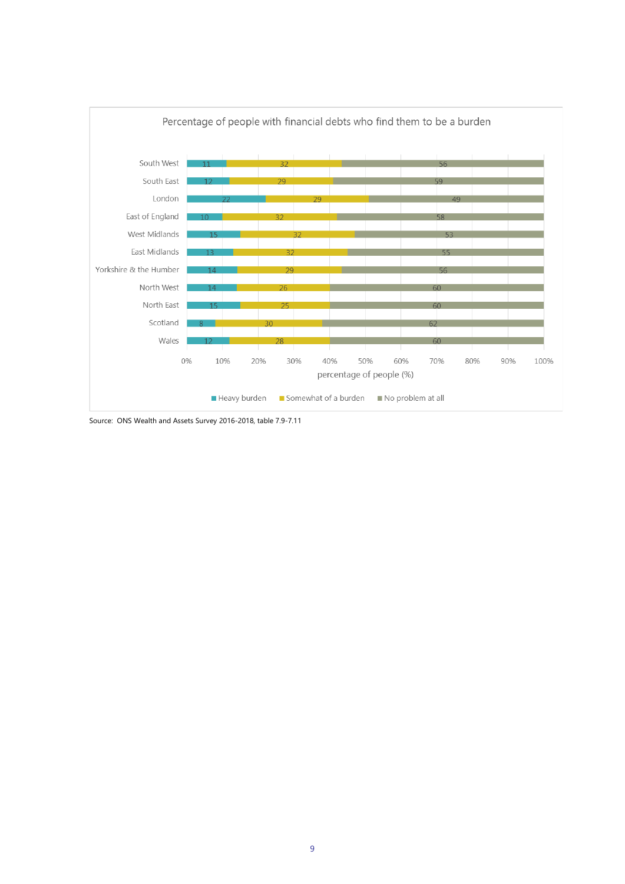**Percentage of people with financial debts who find them to be a burden**

| Region | Heavy burden | Somewhat of a burden | No problem at all |
| --- | --- | --- | --- |
| South West | 11 | 32 | 56 |
| South East | 12 | 29 | 59 |
| London | 22 | 29 | 49 |
| East of England | 10 | 32 | 58 |
| West Midlands | 15 | 32 | 53 |
| East Midlands | 13 | 32 | 55 |
| Yorkshire & the Humber | 14 | 29 | 56 |
| North West | 14 | 26 | 60 |
| North East | 15 | 25 | 60 |
| Scotland | 8 | 30 | 62 |
| Wales | 12 | 28 | 60 |

percentage of people (%)

Source: ONS Wealth and Assets Survey 2016-2018, table 7.9-7.11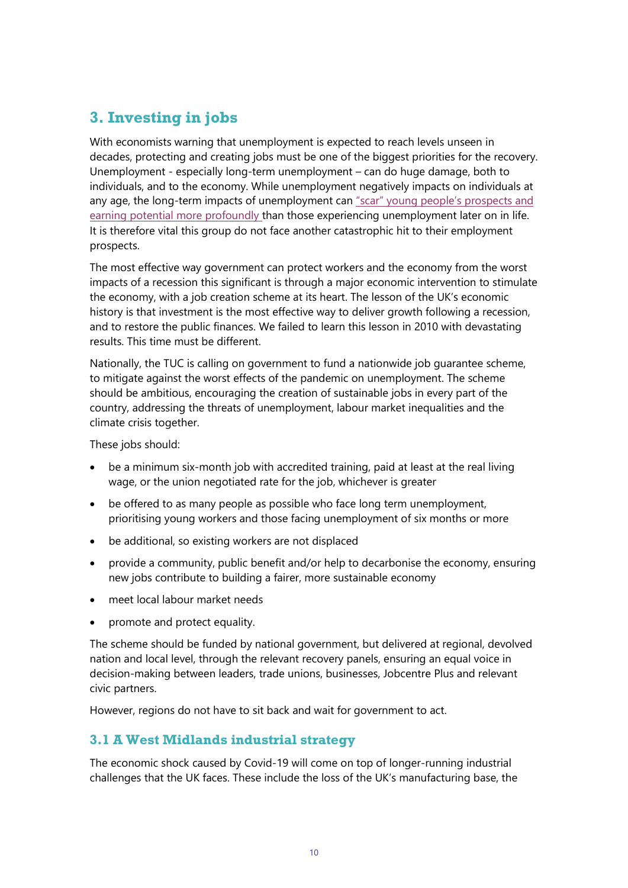## 3. Investing in jobs

With economists warning that unemployment is expected to reach levels unseen in decades, protecting and creating jobs must be one of the biggest priorities for the recovery. Unemployment - especially long-term unemployment – can do huge damage, both to individuals, and to the economy. While unemployment negatively impacts on individuals at any age, the long-term impacts of unemployment can "scar" young people's prospects and earning potential more profoundly than those experiencing unemployment later on in life. It is therefore vital this group do not face another catastrophic hit to their employment prospects.

The most effective way government can protect workers and the economy from the worst impacts of a recession this significant is through a major economic intervention to stimulate the economy, with a job creation scheme at its heart. The lesson of the UK's economic history is that investment is the most effective way to deliver growth following a recession, and to restore the public finances. We failed to learn this lesson in 2010 with devastating results. This time must be different.

Nationally, the TUC is calling on government to fund a nationwide job guarantee scheme, to mitigate against the worst effects of the pandemic on unemployment. The scheme should be ambitious, encouraging the creation of sustainable jobs in every part of the country, addressing the threats of unemployment, labour market inequalities and the climate crisis together.

These jobs should:

- be a minimum six-month job with accredited training, paid at least at the real living wage, or the union negotiated rate for the job, whichever is greater
- be offered to as many people as possible who face long term unemployment, prioritising young workers and those facing unemployment of six months or more
- be additional, so existing workers are not displaced
- provide a community, public benefit and/or help to decarbonise the economy, ensuring new jobs contribute to building a fairer, more sustainable economy
- meet local labour market needs
- promote and protect equality.

The scheme should be funded by national government, but delivered at regional, devolved nation and local level, through the relevant recovery panels, ensuring an equal voice in decision-making between leaders, trade unions, businesses, Jobcentre Plus and relevant civic partners.

However, regions do not have to sit back and wait for government to act.

### 3.1 A West Midlands industrial strategy

The economic shock caused by Covid-19 will come on top of longer-running industrial challenges that the UK faces. These include the loss of the UK's manufacturing base, the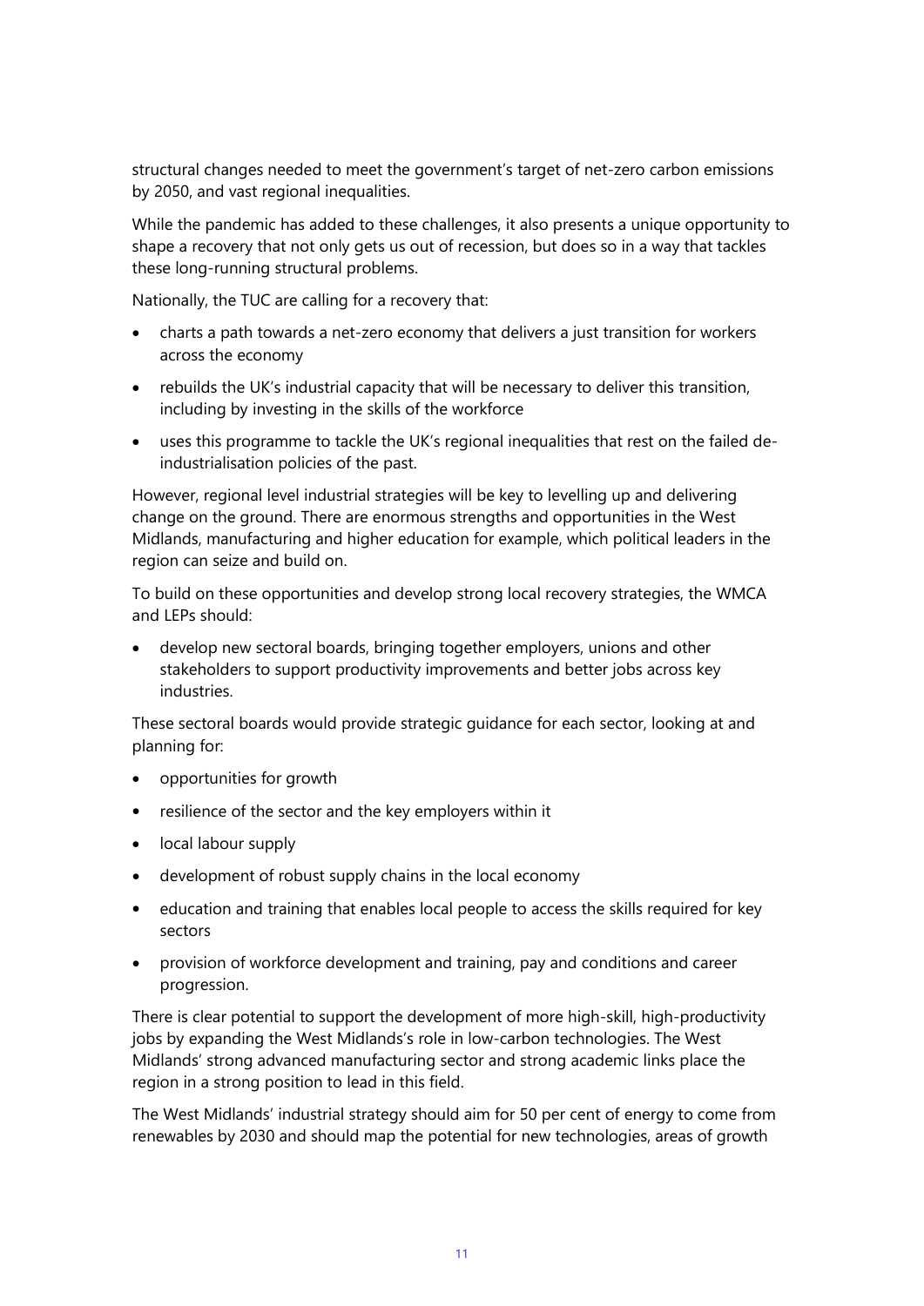structural changes needed to meet the government's target of net-zero carbon emissions by 2050, and vast regional inequalities.

While the pandemic has added to these challenges, it also presents a unique opportunity to shape a recovery that not only gets us out of recession, but does so in a way that tackles these long-running structural problems.

Nationally, the TUC are calling for a recovery that:

- charts a path towards a net-zero economy that delivers a just transition for workers across the economy
- rebuilds the UK's industrial capacity that will be necessary to deliver this transition, including by investing in the skills of the workforce
- uses this programme to tackle the UK's regional inequalities that rest on the failed de-industrialisation policies of the past.

However, regional level industrial strategies will be key to levelling up and delivering change on the ground. There are enormous strengths and opportunities in the West Midlands, manufacturing and higher education for example, which political leaders in the region can seize and build on.

To build on these opportunities and develop strong local recovery strategies, the WMCA and LEPs should:

- develop new sectoral boards, bringing together employers, unions and other stakeholders to support productivity improvements and better jobs across key industries.

These sectoral boards would provide strategic guidance for each sector, looking at and planning for:

- opportunities for growth
- resilience of the sector and the key employers within it
- local labour supply
- development of robust supply chains in the local economy
- education and training that enables local people to access the skills required for key sectors
- provision of workforce development and training, pay and conditions and career progression.

There is clear potential to support the development of more high-skill, high-productivity jobs by expanding the West Midlands's role in low-carbon technologies. The West Midlands' strong advanced manufacturing sector and strong academic links place the region in a strong position to lead in this field.

The West Midlands' industrial strategy should aim for 50 per cent of energy to come from renewables by 2030 and should map the potential for new technologies, areas of growth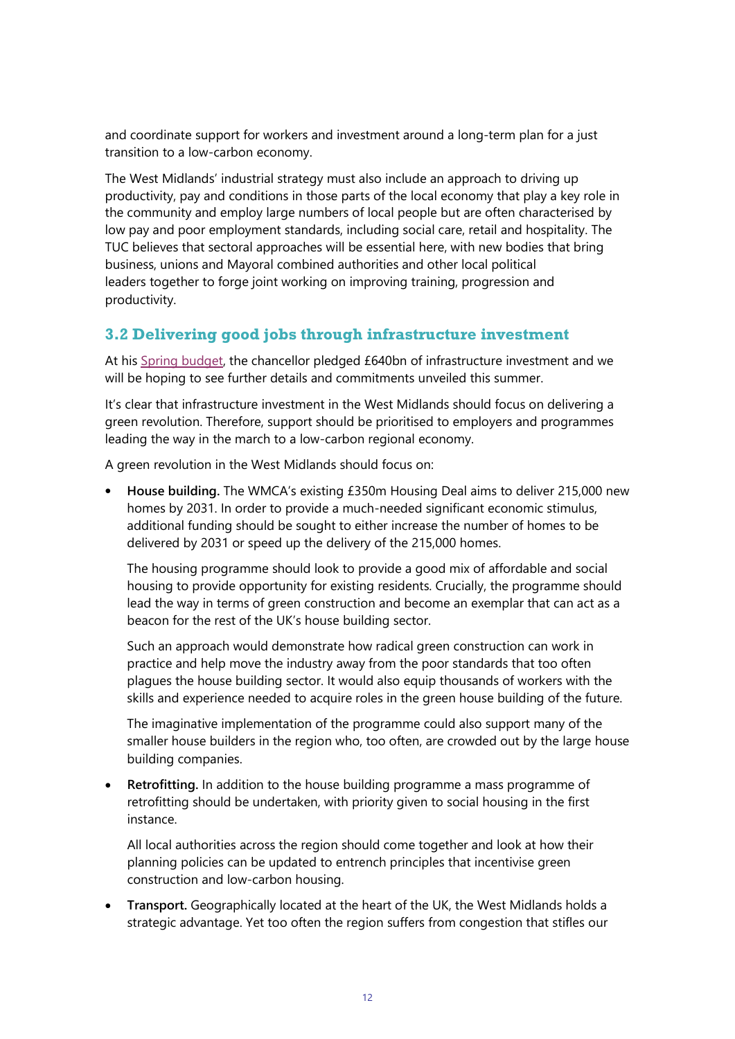and coordinate support for workers and investment around a long-term plan for a just transition to a low-carbon economy.

The West Midlands' industrial strategy must also include an approach to driving up productivity, pay and conditions in those parts of the local economy that play a key role in the community and employ large numbers of local people but are often characterised by low pay and poor employment standards, including social care, retail and hospitality. The TUC believes that sectoral approaches will be essential here, with new bodies that bring business, unions and Mayoral combined authorities and other local political leaders together to forge joint working on improving training, progression and productivity.

### 3.2 Delivering good jobs through infrastructure investment

At his Spring budget, the chancellor pledged £640bn of infrastructure investment and we will be hoping to see further details and commitments unveiled this summer.

It's clear that infrastructure investment in the West Midlands should focus on delivering a green revolution. Therefore, support should be prioritised to employers and programmes leading the way in the march to a low-carbon regional economy.

A green revolution in the West Midlands should focus on:

- **House building.** The WMCA's existing £350m Housing Deal aims to deliver 215,000 new homes by 2031. In order to provide a much-needed significant economic stimulus, additional funding should be sought to either increase the number of homes to be delivered by 2031 or speed up the delivery of the 215,000 homes.

  The housing programme should look to provide a good mix of affordable and social housing to provide opportunity for existing residents. Crucially, the programme should lead the way in terms of green construction and become an exemplar that can act as a beacon for the rest of the UK's house building sector.

  Such an approach would demonstrate how radical green construction can work in practice and help move the industry away from the poor standards that too often plagues the house building sector. It would also equip thousands of workers with the skills and experience needed to acquire roles in the green house building of the future.

  The imaginative implementation of the programme could also support many of the smaller house builders in the region who, too often, are crowded out by the large house building companies.

- **Retrofitting.** In addition to the house building programme a mass programme of retrofitting should be undertaken, with priority given to social housing in the first instance.

  All local authorities across the region should come together and look at how their planning policies can be updated to entrench principles that incentivise green construction and low-carbon housing.

- **Transport.** Geographically located at the heart of the UK, the West Midlands holds a strategic advantage. Yet too often the region suffers from congestion that stifles our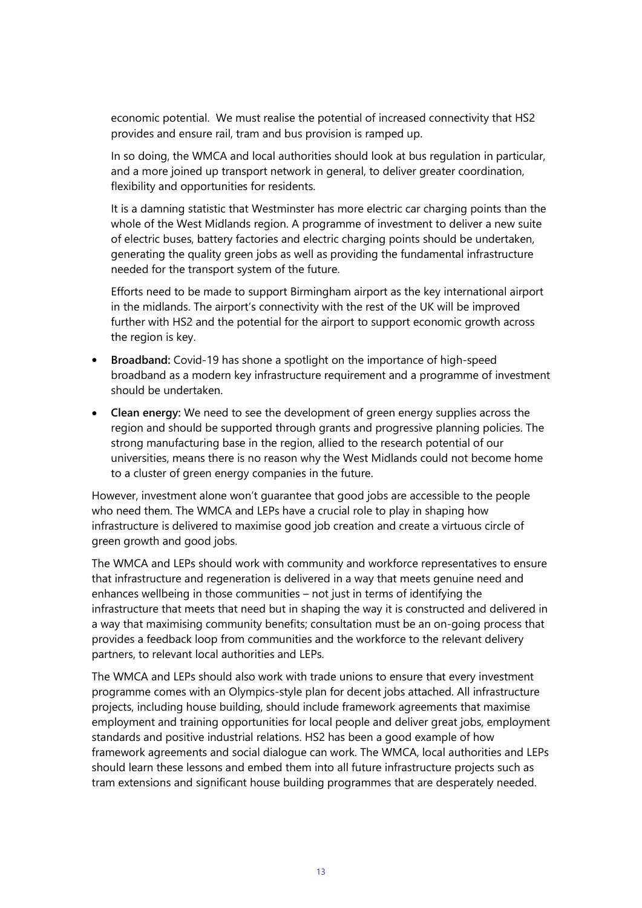economic potential. We must realise the potential of increased connectivity that HS2 provides and ensure rail, tram and bus provision is ramped up.

In so doing, the WMCA and local authorities should look at bus regulation in particular, and a more joined up transport network in general, to deliver greater coordination, flexibility and opportunities for residents.

It is a damning statistic that Westminster has more electric car charging points than the whole of the West Midlands region. A programme of investment to deliver a new suite of electric buses, battery factories and electric charging points should be undertaken, generating the quality green jobs as well as providing the fundamental infrastructure needed for the transport system of the future.

Efforts need to be made to support Birmingham airport as the key international airport in the midlands. The airport's connectivity with the rest of the UK will be improved further with HS2 and the potential for the airport to support economic growth across the region is key.

- **Broadband:** Covid-19 has shone a spotlight on the importance of high-speed broadband as a modern key infrastructure requirement and a programme of investment should be undertaken.
- **Clean energy:** We need to see the development of green energy supplies across the region and should be supported through grants and progressive planning policies. The strong manufacturing base in the region, allied to the research potential of our universities, means there is no reason why the West Midlands could not become home to a cluster of green energy companies in the future.

However, investment alone won't guarantee that good jobs are accessible to the people who need them. The WMCA and LEPs have a crucial role to play in shaping how infrastructure is delivered to maximise good job creation and create a virtuous circle of green growth and good jobs.

The WMCA and LEPs should work with community and workforce representatives to ensure that infrastructure and regeneration is delivered in a way that meets genuine need and enhances wellbeing in those communities – not just in terms of identifying the infrastructure that meets that need but in shaping the way it is constructed and delivered in a way that maximising community benefits; consultation must be an on-going process that provides a feedback loop from communities and the workforce to the relevant delivery partners, to relevant local authorities and LEPs.

The WMCA and LEPs should also work with trade unions to ensure that every investment programme comes with an Olympics-style plan for decent jobs attached. All infrastructure projects, including house building, should include framework agreements that maximise employment and training opportunities for local people and deliver great jobs, employment standards and positive industrial relations. HS2 has been a good example of how framework agreements and social dialogue can work. The WMCA, local authorities and LEPs should learn these lessons and embed them into all future infrastructure projects such as tram extensions and significant house building programmes that are desperately needed.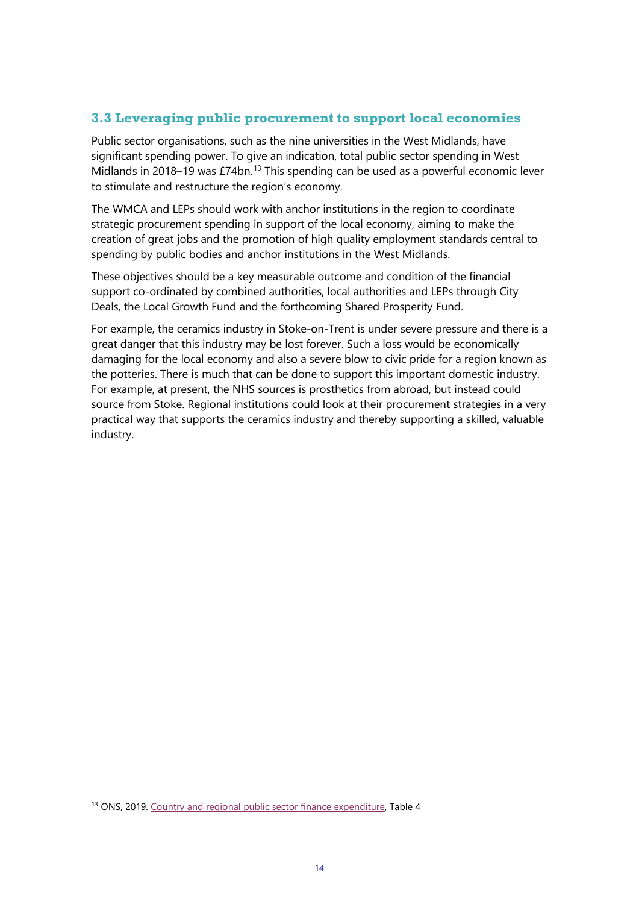### 3.3 Leveraging public procurement to support local economies

Public sector organisations, such as the nine universities in the West Midlands, have significant spending power. To give an indication, total public sector spending in West Midlands in 2018–19 was £74bn.[13] This spending can be used as a powerful economic lever to stimulate and restructure the region's economy.

The WMCA and LEPs should work with anchor institutions in the region to coordinate strategic procurement spending in support of the local economy, aiming to make the creation of great jobs and the promotion of high quality employment standards central to spending by public bodies and anchor institutions in the West Midlands.

These objectives should be a key measurable outcome and condition of the financial support co-ordinated by combined authorities, local authorities and LEPs through City Deals, the Local Growth Fund and the forthcoming Shared Prosperity Fund.

For example, the ceramics industry in Stoke-on-Trent is under severe pressure and there is a great danger that this industry may be lost forever. Such a loss would be economically damaging for the local economy and also a severe blow to civic pride for a region known as the potteries. There is much that can be done to support this important domestic industry. For example, at present, the NHS sources is prosthetics from abroad, but instead could source from Stoke. Regional institutions could look at their procurement strategies in a very practical way that supports the ceramics industry and thereby supporting a skilled, valuable industry.

---

[13] ONS, 2019. Country and regional public sector finance expenditure, Table 4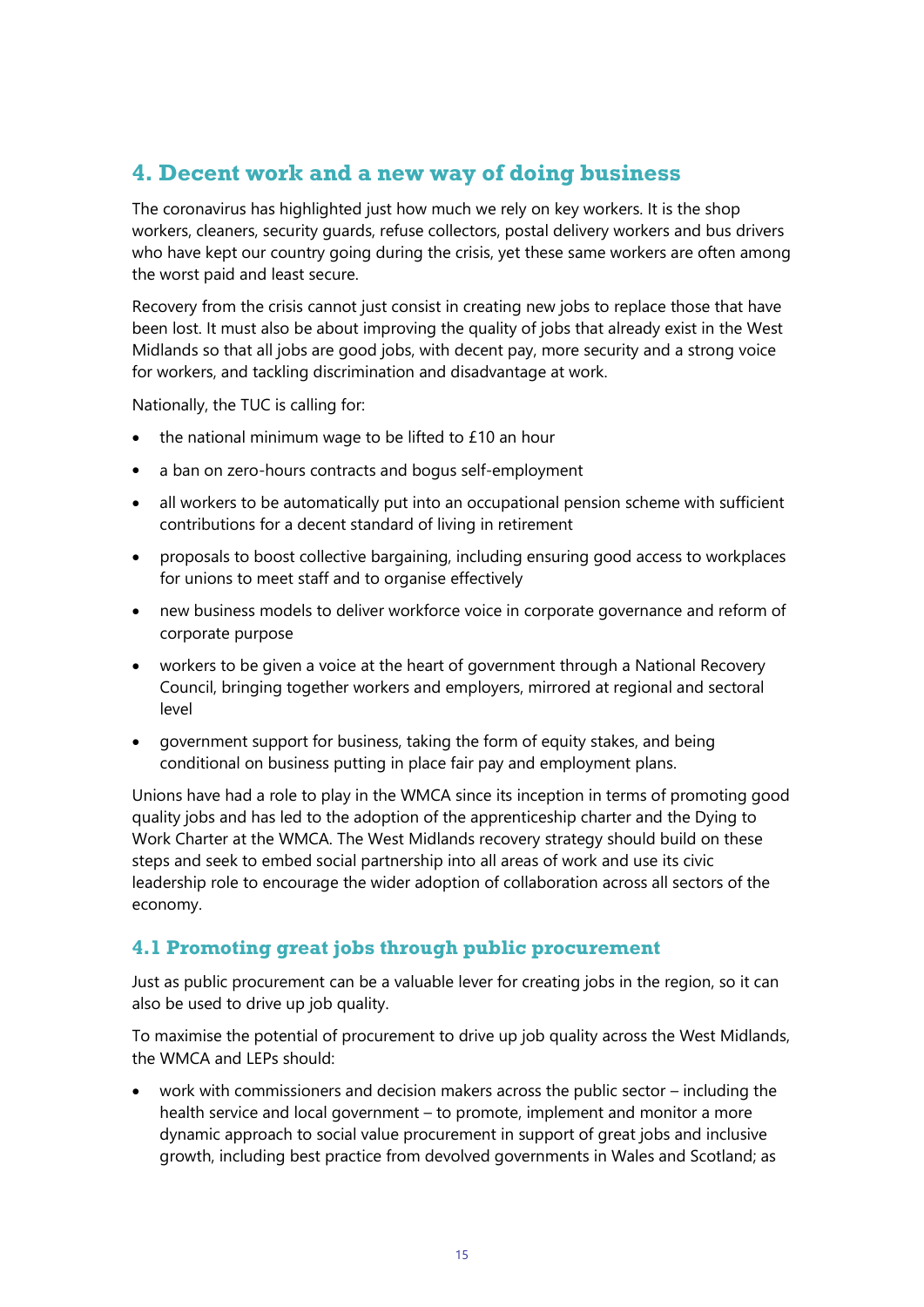## 4. Decent work and a new way of doing business

The coronavirus has highlighted just how much we rely on key workers. It is the shop workers, cleaners, security guards, refuse collectors, postal delivery workers and bus drivers who have kept our country going during the crisis, yet these same workers are often among the worst paid and least secure.

Recovery from the crisis cannot just consist in creating new jobs to replace those that have been lost. It must also be about improving the quality of jobs that already exist in the West Midlands so that all jobs are good jobs, with decent pay, more security and a strong voice for workers, and tackling discrimination and disadvantage at work.

Nationally, the TUC is calling for:

- the national minimum wage to be lifted to £10 an hour
- a ban on zero-hours contracts and bogus self-employment
- all workers to be automatically put into an occupational pension scheme with sufficient contributions for a decent standard of living in retirement
- proposals to boost collective bargaining, including ensuring good access to workplaces for unions to meet staff and to organise effectively
- new business models to deliver workforce voice in corporate governance and reform of corporate purpose
- workers to be given a voice at the heart of government through a National Recovery Council, bringing together workers and employers, mirrored at regional and sectoral level
- government support for business, taking the form of equity stakes, and being conditional on business putting in place fair pay and employment plans.

Unions have had a role to play in the WMCA since its inception in terms of promoting good quality jobs and has led to the adoption of the apprenticeship charter and the Dying to Work Charter at the WMCA. The West Midlands recovery strategy should build on these steps and seek to embed social partnership into all areas of work and use its civic leadership role to encourage the wider adoption of collaboration across all sectors of the economy.

### 4.1 Promoting great jobs through public procurement

Just as public procurement can be a valuable lever for creating jobs in the region, so it can also be used to drive up job quality.

To maximise the potential of procurement to drive up job quality across the West Midlands, the WMCA and LEPs should:

- work with commissioners and decision makers across the public sector – including the health service and local government – to promote, implement and monitor a more dynamic approach to social value procurement in support of great jobs and inclusive growth, including best practice from devolved governments in Wales and Scotland; as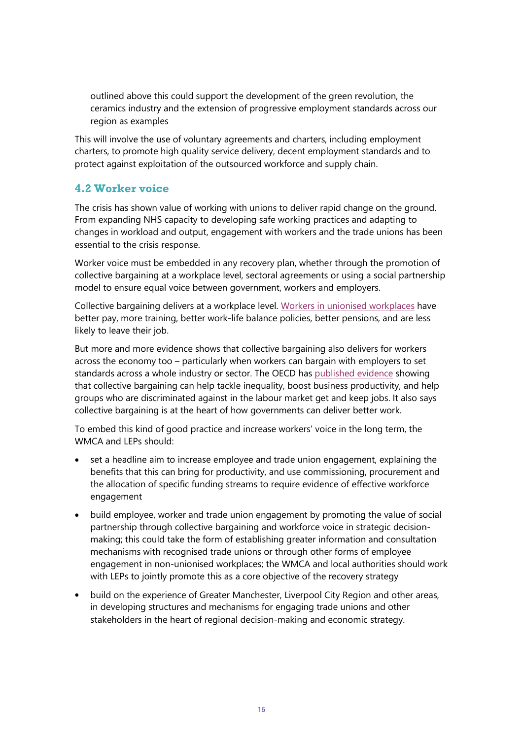outlined above this could support the development of the green revolution, the ceramics industry and the extension of progressive employment standards across our region as examples

This will involve the use of voluntary agreements and charters, including employment charters, to promote high quality service delivery, decent employment standards and to protect against exploitation of the outsourced workforce and supply chain.

## 4.2 Worker voice

The crisis has shown value of working with unions to deliver rapid change on the ground. From expanding NHS capacity to developing safe working practices and adapting to changes in workload and output, engagement with workers and the trade unions has been essential to the crisis response.

Worker voice must be embedded in any recovery plan, whether through the promotion of collective bargaining at a workplace level, sectoral agreements or using a social partnership model to ensure equal voice between government, workers and employers.

Collective bargaining delivers at a workplace level. Workers in unionised workplaces have better pay, more training, better work-life balance policies, better pensions, and are less likely to leave their job.

But more and more evidence shows that collective bargaining also delivers for workers across the economy too – particularly when workers can bargain with employers to set standards across a whole industry or sector. The OECD has published evidence showing that collective bargaining can help tackle inequality, boost business productivity, and help groups who are discriminated against in the labour market get and keep jobs. It also says collective bargaining is at the heart of how governments can deliver better work.

To embed this kind of good practice and increase workers' voice in the long term, the WMCA and LEPs should:

- set a headline aim to increase employee and trade union engagement, explaining the benefits that this can bring for productivity, and use commissioning, procurement and the allocation of specific funding streams to require evidence of effective workforce engagement
- build employee, worker and trade union engagement by promoting the value of social partnership through collective bargaining and workforce voice in strategic decision-making; this could take the form of establishing greater information and consultation mechanisms with recognised trade unions or through other forms of employee engagement in non-unionised workplaces; the WMCA and local authorities should work with LEPs to jointly promote this as a core objective of the recovery strategy
- build on the experience of Greater Manchester, Liverpool City Region and other areas, in developing structures and mechanisms for engaging trade unions and other stakeholders in the heart of regional decision-making and economic strategy.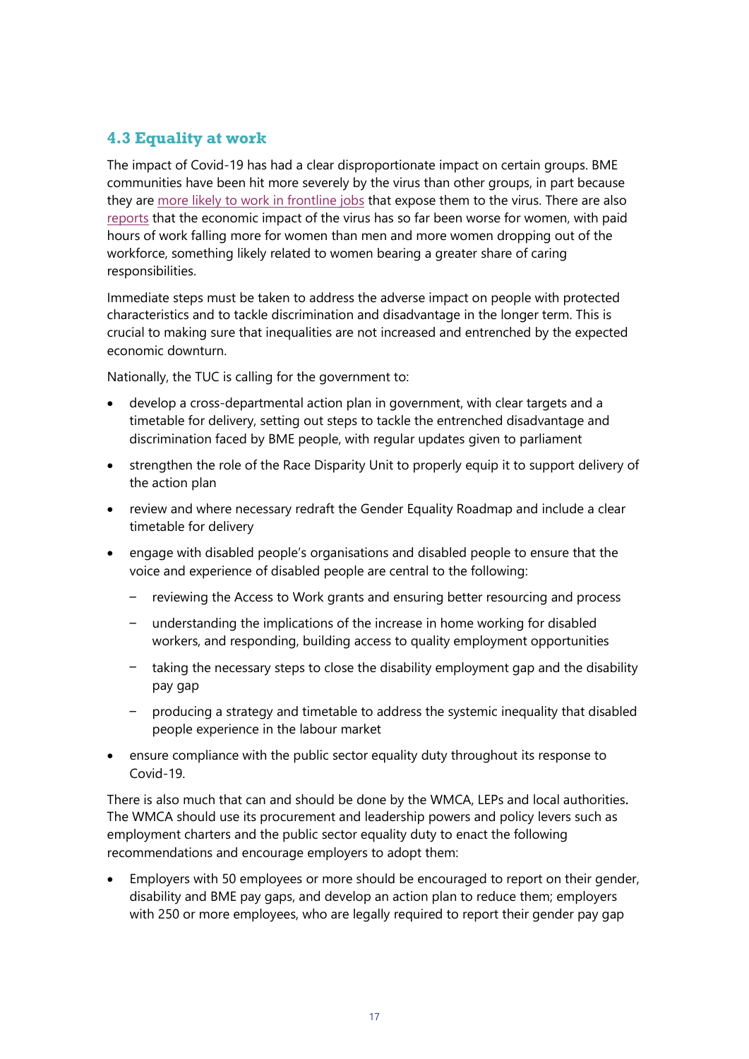## 4.3 Equality at work

The impact of Covid-19 has had a clear disproportionate impact on certain groups. BME communities have been hit more severely by the virus than other groups, in part because they are more likely to work in frontline jobs that expose them to the virus. There are also reports that the economic impact of the virus has so far been worse for women, with paid hours of work falling more for women than men and more women dropping out of the workforce, something likely related to women bearing a greater share of caring responsibilities.

Immediate steps must be taken to address the adverse impact on people with protected characteristics and to tackle discrimination and disadvantage in the longer term. This is crucial to making sure that inequalities are not increased and entrenched by the expected economic downturn.

Nationally, the TUC is calling for the government to:

- develop a cross-departmental action plan in government, with clear targets and a timetable for delivery, setting out steps to tackle the entrenched disadvantage and discrimination faced by BME people, with regular updates given to parliament
- strengthen the role of the Race Disparity Unit to properly equip it to support delivery of the action plan
- review and where necessary redraft the Gender Equality Roadmap and include a clear timetable for delivery
- engage with disabled people's organisations and disabled people to ensure that the voice and experience of disabled people are central to the following:
  - reviewing the Access to Work grants and ensuring better resourcing and process
  - understanding the implications of the increase in home working for disabled workers, and responding, building access to quality employment opportunities
  - taking the necessary steps to close the disability employment gap and the disability pay gap
  - producing a strategy and timetable to address the systemic inequality that disabled people experience in the labour market
- ensure compliance with the public sector equality duty throughout its response to Covid-19.

There is also much that can and should be done by the WMCA, LEPs and local authorities. The WMCA should use its procurement and leadership powers and policy levers such as employment charters and the public sector equality duty to enact the following recommendations and encourage employers to adopt them:

- Employers with 50 employees or more should be encouraged to report on their gender, disability and BME pay gaps, and develop an action plan to reduce them; employers with 250 or more employees, who are legally required to report their gender pay gap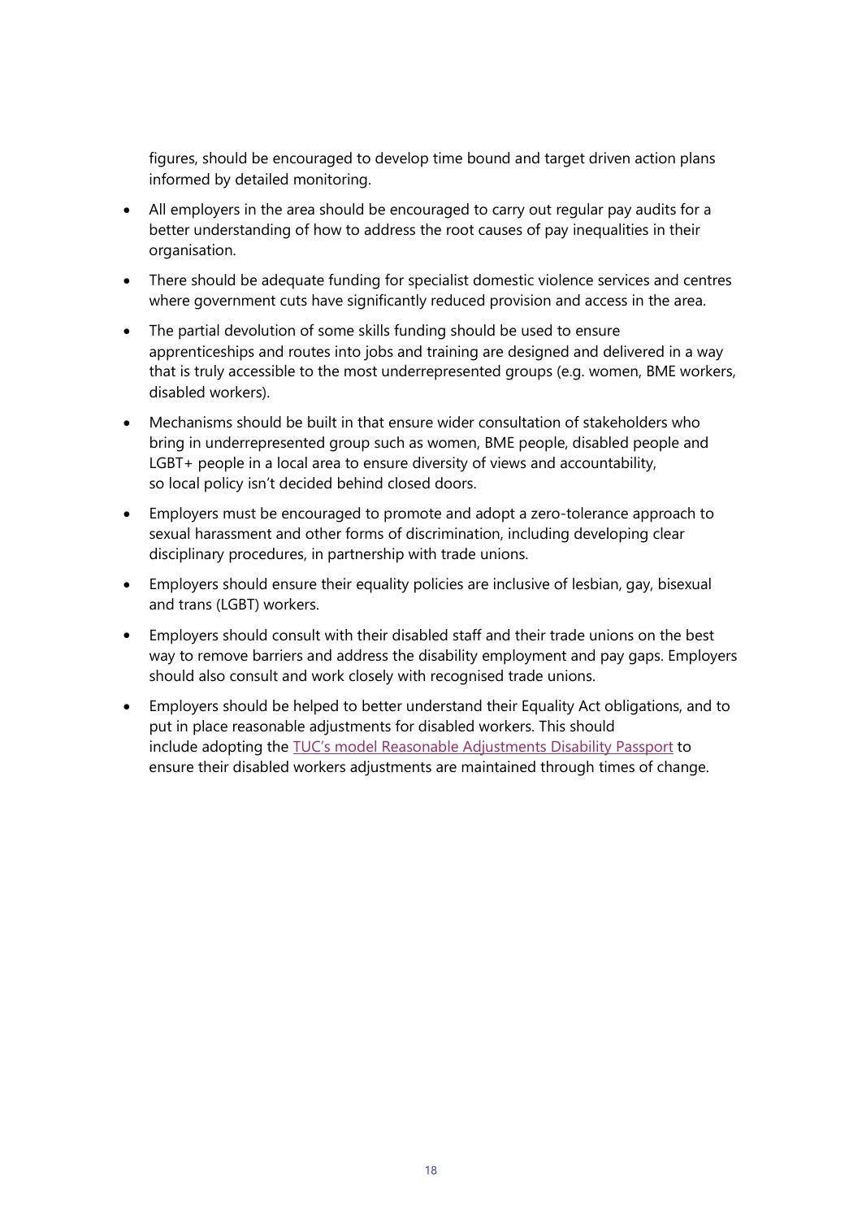figures, should be encouraged to develop time bound and target driven action plans informed by detailed monitoring.

- All employers in the area should be encouraged to carry out regular pay audits for a better understanding of how to address the root causes of pay inequalities in their organisation.
- There should be adequate funding for specialist domestic violence services and centres where government cuts have significantly reduced provision and access in the area.
- The partial devolution of some skills funding should be used to ensure apprenticeships and routes into jobs and training are designed and delivered in a way that is truly accessible to the most underrepresented groups (e.g. women, BME workers, disabled workers).
- Mechanisms should be built in that ensure wider consultation of stakeholders who bring in underrepresented group such as women, BME people, disabled people and LGBT+ people in a local area to ensure diversity of views and accountability, so local policy isn't decided behind closed doors.
- Employers must be encouraged to promote and adopt a zero-tolerance approach to sexual harassment and other forms of discrimination, including developing clear disciplinary procedures, in partnership with trade unions.
- Employers should ensure their equality policies are inclusive of lesbian, gay, bisexual and trans (LGBT) workers.
- Employers should consult with their disabled staff and their trade unions on the best way to remove barriers and address the disability employment and pay gaps. Employers should also consult and work closely with recognised trade unions.
- Employers should be helped to better understand their Equality Act obligations, and to put in place reasonable adjustments for disabled workers. This should include adopting the TUC's model Reasonable Adjustments Disability Passport to ensure their disabled workers adjustments are maintained through times of change.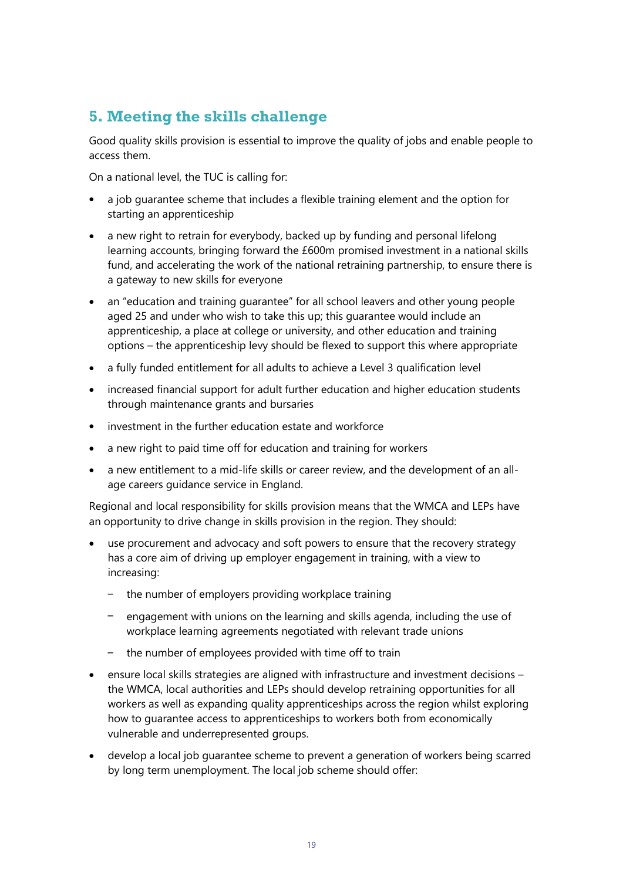## 5. Meeting the skills challenge

Good quality skills provision is essential to improve the quality of jobs and enable people to access them.

On a national level, the TUC is calling for:

- a job guarantee scheme that includes a flexible training element and the option for starting an apprenticeship
- a new right to retrain for everybody, backed up by funding and personal lifelong learning accounts, bringing forward the £600m promised investment in a national skills fund, and accelerating the work of the national retraining partnership, to ensure there is a gateway to new skills for everyone
- an "education and training guarantee" for all school leavers and other young people aged 25 and under who wish to take this up; this guarantee would include an apprenticeship, a place at college or university, and other education and training options – the apprenticeship levy should be flexed to support this where appropriate
- a fully funded entitlement for all adults to achieve a Level 3 qualification level
- increased financial support for adult further education and higher education students through maintenance grants and bursaries
- investment in the further education estate and workforce
- a new right to paid time off for education and training for workers
- a new entitlement to a mid-life skills or career review, and the development of an all-age careers guidance service in England.

Regional and local responsibility for skills provision means that the WMCA and LEPs have an opportunity to drive change in skills provision in the region. They should:

- use procurement and advocacy and soft powers to ensure that the recovery strategy has a core aim of driving up employer engagement in training, with a view to increasing:
  - the number of employers providing workplace training
  - engagement with unions on the learning and skills agenda, including the use of workplace learning agreements negotiated with relevant trade unions
  - the number of employees provided with time off to train
- ensure local skills strategies are aligned with infrastructure and investment decisions – the WMCA, local authorities and LEPs should develop retraining opportunities for all workers as well as expanding quality apprenticeships across the region whilst exploring how to guarantee access to apprenticeships to workers both from economically vulnerable and underrepresented groups.
- develop a local job guarantee scheme to prevent a generation of workers being scarred by long term unemployment. The local job scheme should offer: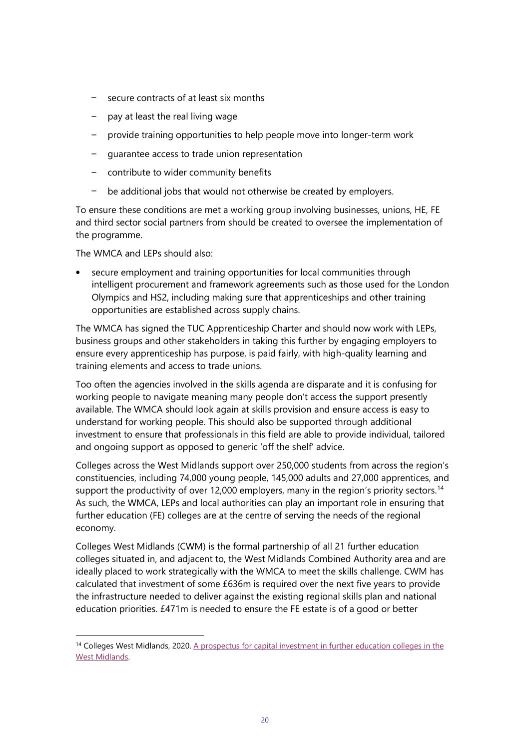- secure contracts of at least six months
- pay at least the real living wage
- provide training opportunities to help people move into longer-term work
- guarantee access to trade union representation
- contribute to wider community benefits
- be additional jobs that would not otherwise be created by employers.

To ensure these conditions are met a working group involving businesses, unions, HE, FE and third sector social partners from should be created to oversee the implementation of the programme.

The WMCA and LEPs should also:

- secure employment and training opportunities for local communities through intelligent procurement and framework agreements such as those used for the London Olympics and HS2, including making sure that apprenticeships and other training opportunities are established across supply chains.

The WMCA has signed the TUC Apprenticeship Charter and should now work with LEPs, business groups and other stakeholders in taking this further by engaging employers to ensure every apprenticeship has purpose, is paid fairly, with high-quality learning and training elements and access to trade unions.

Too often the agencies involved in the skills agenda are disparate and it is confusing for working people to navigate meaning many people don't access the support presently available. The WMCA should look again at skills provision and ensure access is easy to understand for working people. This should also be supported through additional investment to ensure that professionals in this field are able to provide individual, tailored and ongoing support as opposed to generic 'off the shelf' advice.

Colleges across the West Midlands support over 250,000 students from across the region's constituencies, including 74,000 young people, 145,000 adults and 27,000 apprentices, and support the productivity of over 12,000 employers, many in the region's priority sectors.[14] As such, the WMCA, LEPs and local authorities can play an important role in ensuring that further education (FE) colleges are at the centre of serving the needs of the regional economy.

Colleges West Midlands (CWM) is the formal partnership of all 21 further education colleges situated in, and adjacent to, the West Midlands Combined Authority area and are ideally placed to work strategically with the WMCA to meet the skills challenge. CWM has calculated that investment of some £636m is required over the next five years to provide the infrastructure needed to deliver against the existing regional skills plan and national education priorities. £471m is needed to ensure the FE estate is of a good or better

---

[14] Colleges West Midlands, 2020. A prospectus for capital investment in further education colleges in the West Midlands.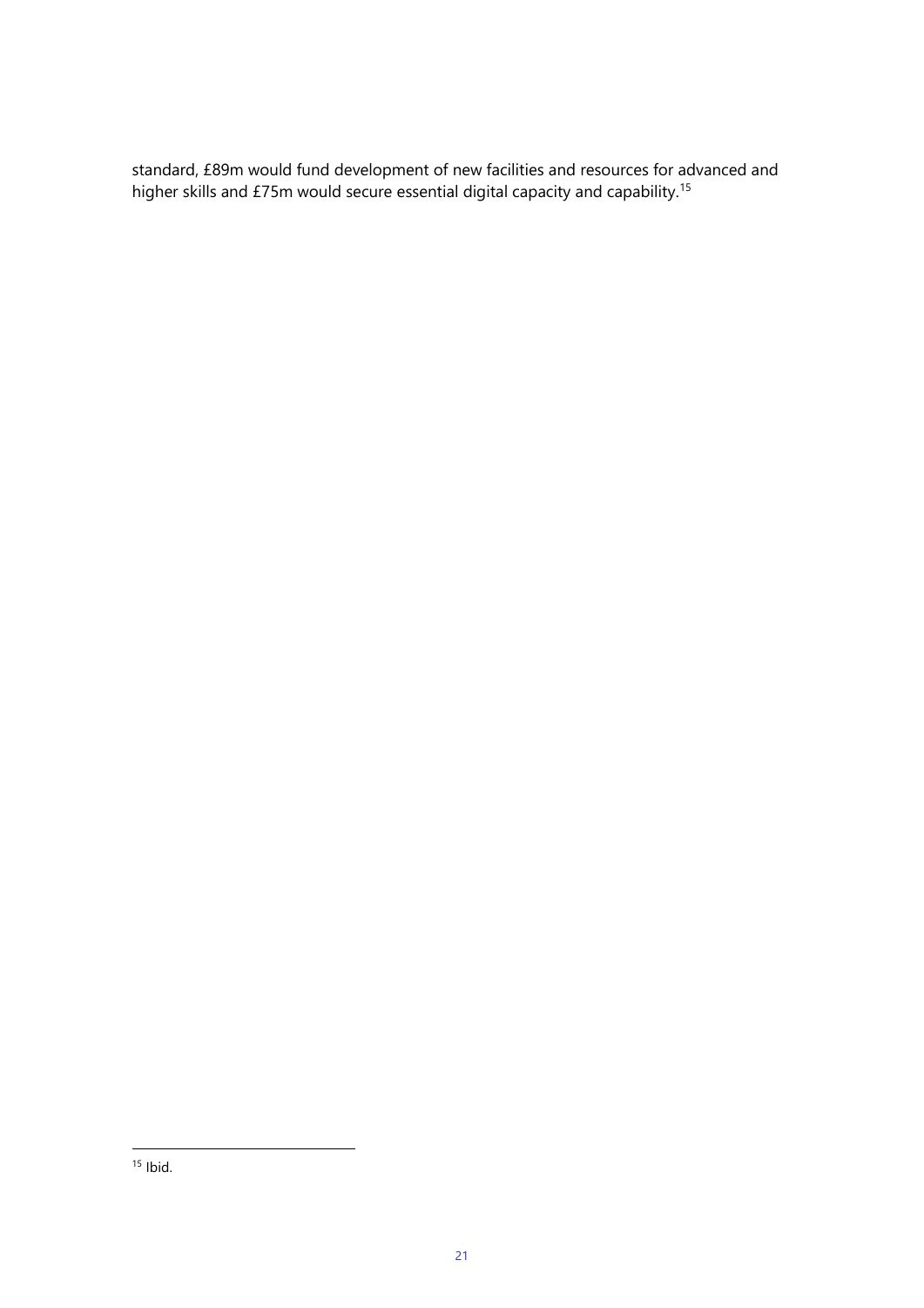standard, £89m would fund development of new facilities and resources for advanced and higher skills and £75m would secure essential digital capacity and capability.[15]

[15] Ibid.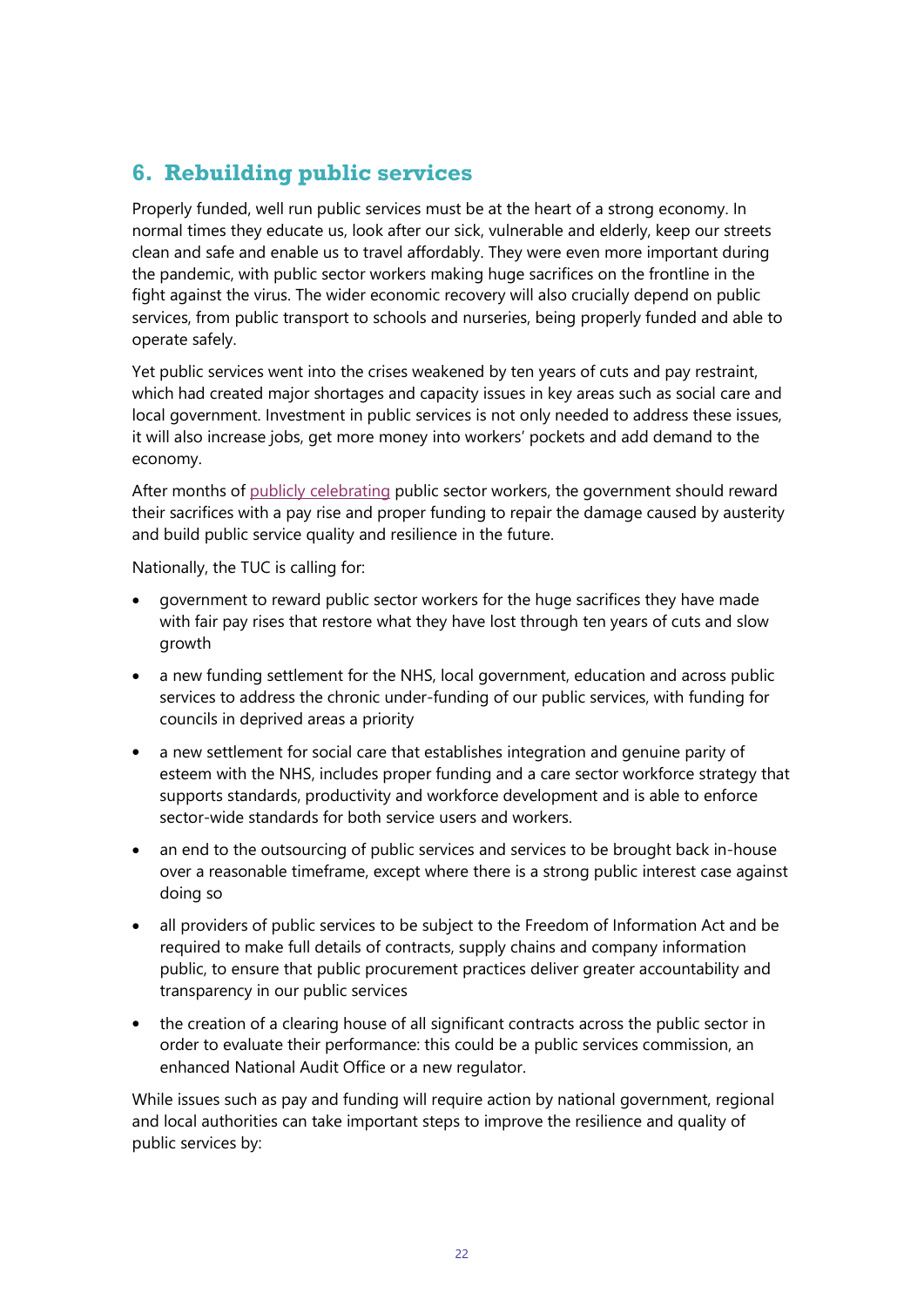## 6. Rebuilding public services

Properly funded, well run public services must be at the heart of a strong economy. In normal times they educate us, look after our sick, vulnerable and elderly, keep our streets clean and safe and enable us to travel affordably. They were even more important during the pandemic, with public sector workers making huge sacrifices on the frontline in the fight against the virus. The wider economic recovery will also crucially depend on public services, from public transport to schools and nurseries, being properly funded and able to operate safely.

Yet public services went into the crises weakened by ten years of cuts and pay restraint, which had created major shortages and capacity issues in key areas such as social care and local government. Investment in public services is not only needed to address these issues, it will also increase jobs, get more money into workers' pockets and add demand to the economy.

After months of publicly celebrating public sector workers, the government should reward their sacrifices with a pay rise and proper funding to repair the damage caused by austerity and build public service quality and resilience in the future.

Nationally, the TUC is calling for:

- government to reward public sector workers for the huge sacrifices they have made with fair pay rises that restore what they have lost through ten years of cuts and slow growth
- a new funding settlement for the NHS, local government, education and across public services to address the chronic under-funding of our public services, with funding for councils in deprived areas a priority
- a new settlement for social care that establishes integration and genuine parity of esteem with the NHS, includes proper funding and a care sector workforce strategy that supports standards, productivity and workforce development and is able to enforce sector-wide standards for both service users and workers.
- an end to the outsourcing of public services and services to be brought back in-house over a reasonable timeframe, except where there is a strong public interest case against doing so
- all providers of public services to be subject to the Freedom of Information Act and be required to make full details of contracts, supply chains and company information public, to ensure that public procurement practices deliver greater accountability and transparency in our public services
- the creation of a clearing house of all significant contracts across the public sector in order to evaluate their performance: this could be a public services commission, an enhanced National Audit Office or a new regulator.

While issues such as pay and funding will require action by national government, regional and local authorities can take important steps to improve the resilience and quality of public services by: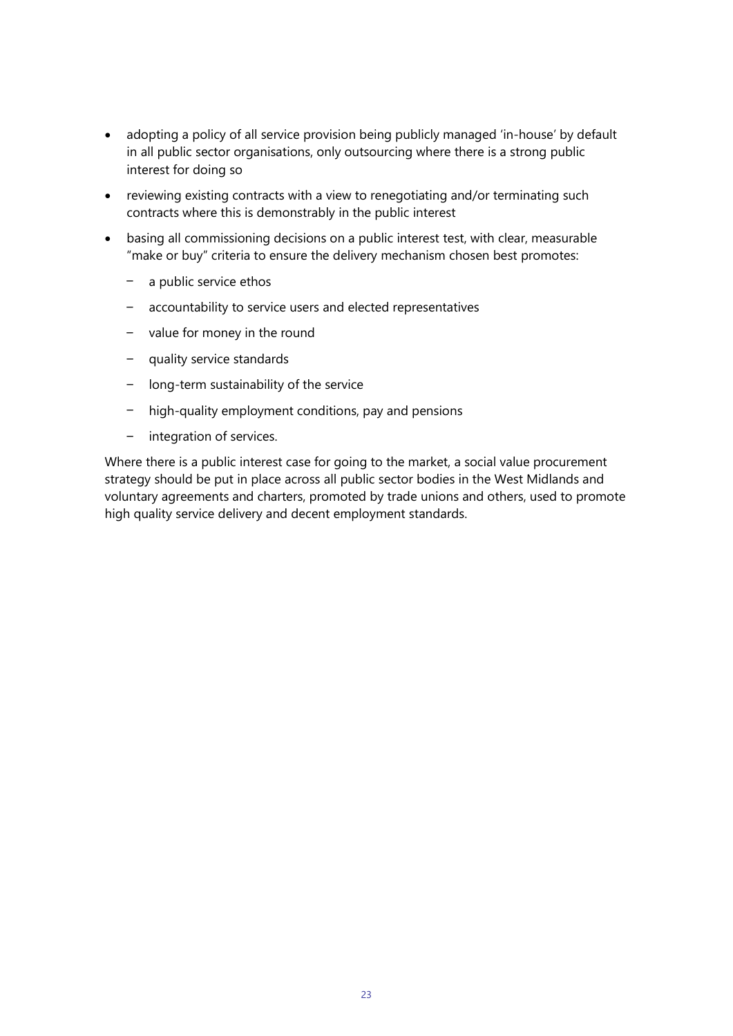- adopting a policy of all service provision being publicly managed 'in-house' by default in all public sector organisations, only outsourcing where there is a strong public interest for doing so
- reviewing existing contracts with a view to renegotiating and/or terminating such contracts where this is demonstrably in the public interest
- basing all commissioning decisions on a public interest test, with clear, measurable "make or buy" criteria to ensure the delivery mechanism chosen best promotes:
  - a public service ethos
  - accountability to service users and elected representatives
  - value for money in the round
  - quality service standards
  - long-term sustainability of the service
  - high-quality employment conditions, pay and pensions
  - integration of services.

Where there is a public interest case for going to the market, a social value procurement strategy should be put in place across all public sector bodies in the West Midlands and voluntary agreements and charters, promoted by trade unions and others, used to promote high quality service delivery and decent employment standards.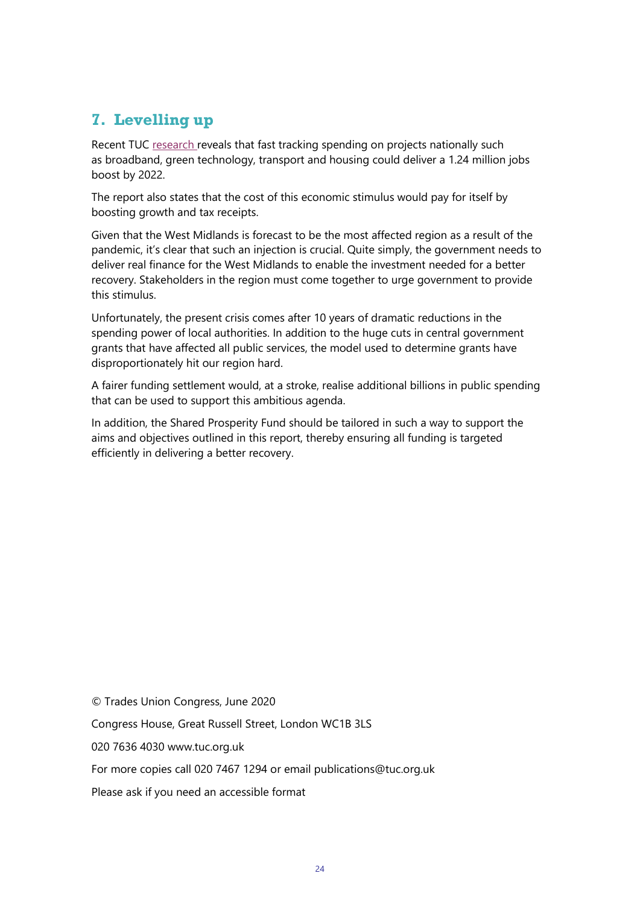## 7. Levelling up

Recent TUC research reveals that fast tracking spending on projects nationally such as broadband, green technology, transport and housing could deliver a 1.24 million jobs boost by 2022.

The report also states that the cost of this economic stimulus would pay for itself by boosting growth and tax receipts.

Given that the West Midlands is forecast to be the most affected region as a result of the pandemic, it's clear that such an injection is crucial. Quite simply, the government needs to deliver real finance for the West Midlands to enable the investment needed for a better recovery. Stakeholders in the region must come together to urge government to provide this stimulus.

Unfortunately, the present crisis comes after 10 years of dramatic reductions in the spending power of local authorities. In addition to the huge cuts in central government grants that have affected all public services, the model used to determine grants have disproportionately hit our region hard.

A fairer funding settlement would, at a stroke, realise additional billions in public spending that can be used to support this ambitious agenda.

In addition, the Shared Prosperity Fund should be tailored in such a way to support the aims and objectives outlined in this report, thereby ensuring all funding is targeted efficiently in delivering a better recovery.

© Trades Union Congress, June 2020

Congress House, Great Russell Street, London WC1B 3LS

020 7636 4030 www.tuc.org.uk

For more copies call 020 7467 1294 or email publications@tuc.org.uk

Please ask if you need an accessible format